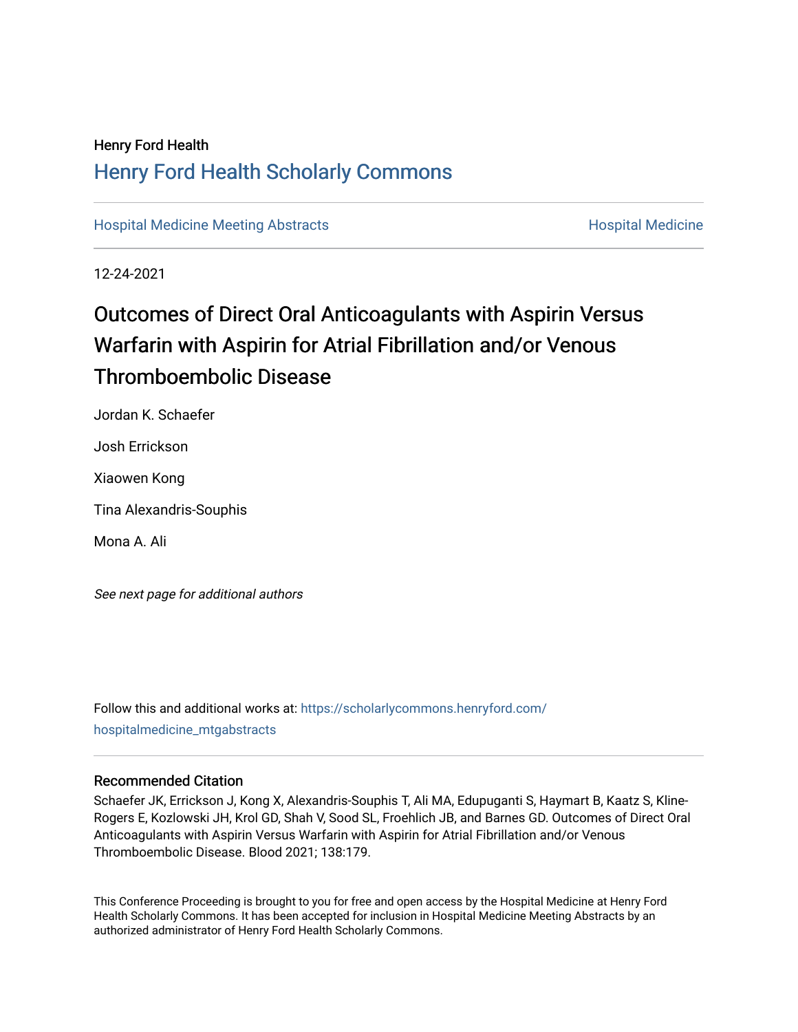Henry Ford Health

# Henry Ford Health Scholarly Commons

Hospital Medicine Meeting Abstracts

Hospital Medicine

12-24-2021

## Outcomes of Direct Oral Anticoagulants with Aspirin Versus Warfarin with Aspirin for Atrial Fibrillation and/or Venous Thromboembolic Disease

Jordan K. Schaefer

Josh Errickson

Xiaowen Kong

Tina Alexandris-Souphis

Mona A. Ali

*See next page for additional authors*

Follow this and additional works at: https://scholarlycommons.henryford.com/hospitalmedicine_mtgabstracts

### Recommended Citation

Schaefer JK, Errickson J, Kong X, Alexandris-Souphis T, Ali MA, Edupuganti S, Haymart B, Kaatz S, Kline-Rogers E, Kozlowski JH, Krol GD, Shah V, Sood SL, Froehlich JB, and Barnes GD. Outcomes of Direct Oral Anticoagulants with Aspirin Versus Warfarin with Aspirin for Atrial Fibrillation and/or Venous Thromboembolic Disease. Blood 2021; 138:179.

This Conference Proceeding is brought to you for free and open access by the Hospital Medicine at Henry Ford Health Scholarly Commons. It has been accepted for inclusion in Hospital Medicine Meeting Abstracts by an authorized administrator of Henry Ford Health Scholarly Commons.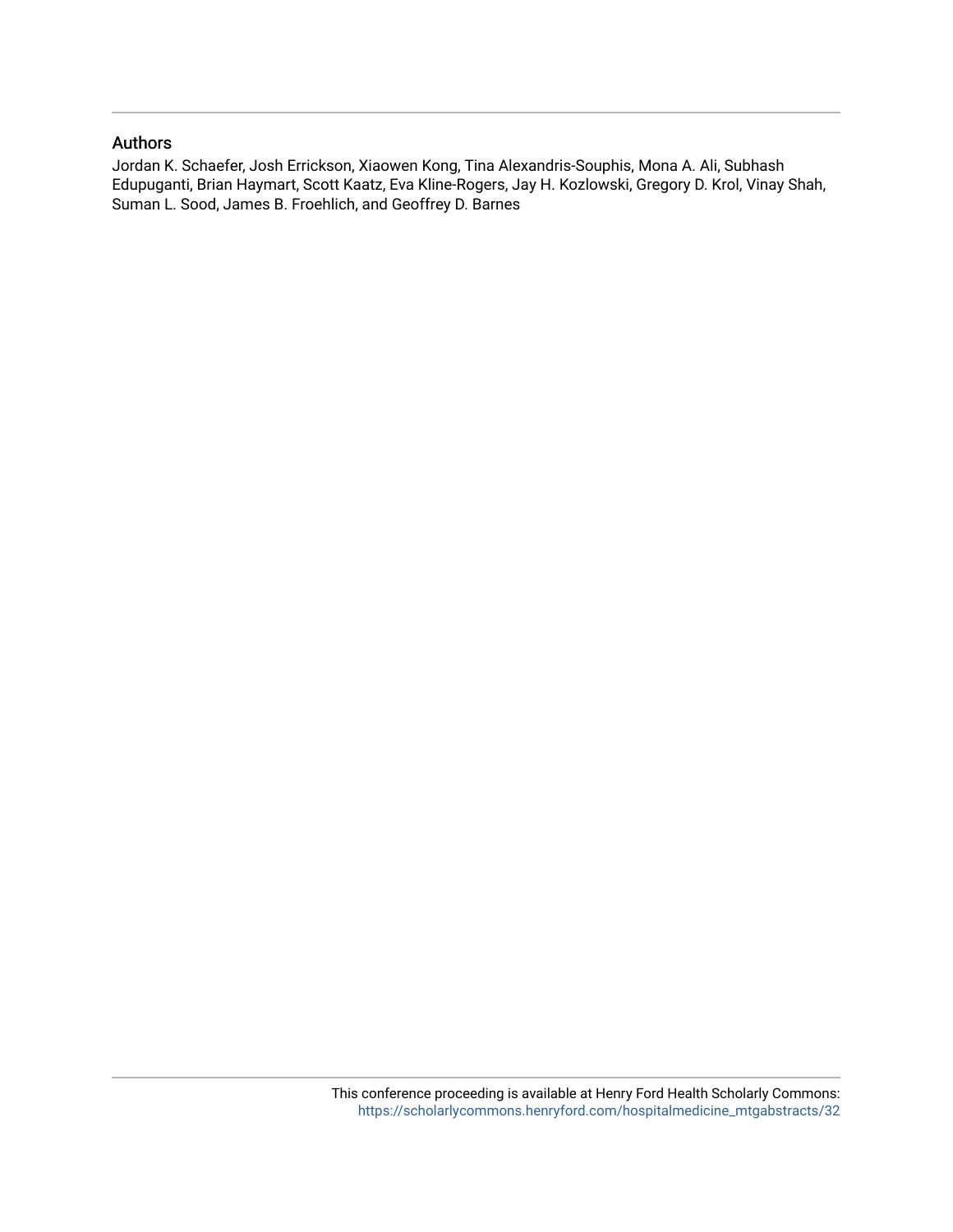## Authors

Jordan K. Schaefer, Josh Errickson, Xiaowen Kong, Tina Alexandris-Souphis, Mona A. Ali, Subhash Edupuganti, Brian Haymart, Scott Kaatz, Eva Kline-Rogers, Jay H. Kozlowski, Gregory D. Krol, Vinay Shah, Suman L. Sood, James B. Froehlich, and Geoffrey D. Barnes

This conference proceeding is available at Henry Ford Health Scholarly Commons: https://scholarlycommons.henryford.com/hospitalmedicine_mtgabstracts/32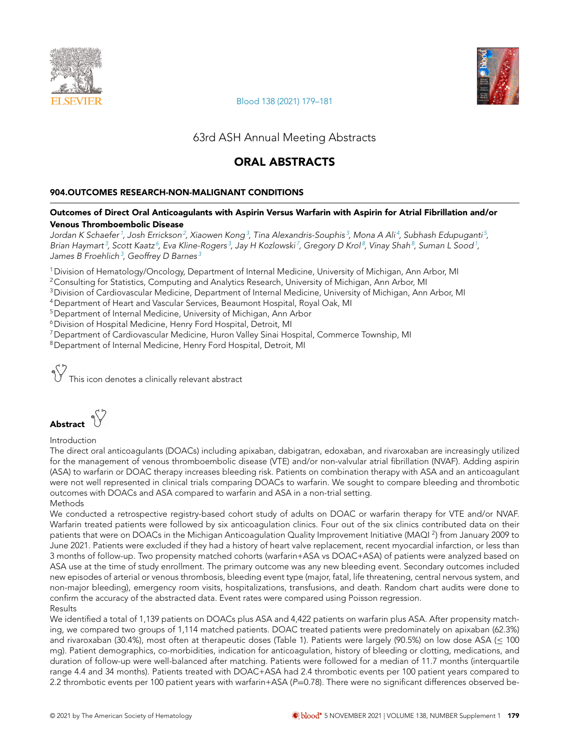# 63rd ASH Annual Meeting Abstracts

## ORAL ABSTRACTS

### 904.OUTCOMES RESEARCH-NON-MALIGNANT CONDITIONS

#### Outcomes of Direct Oral Anticoagulants with Aspirin Versus Warfarin with Aspirin for Atrial Fibrillation and/or Venous Thromboembolic Disease

*Jordan K Schaefer[1], Josh Errickson[2], Xiaowen Kong[3], Tina Alexandris-Souphis[3], Mona A Ali[4], Subhash Edupuganti[5], Brian Haymart[3], Scott Kaatz[6], Eva Kline-Rogers[3], Jay H Kozlowski[7], Gregory D Krol[8], Vinay Shah[8], Suman L Sood[1], James B Froehlich[3], Geoffrey D Barnes[3]*

[1] Division of Hematology/Oncology, Department of Internal Medicine, University of Michigan, Ann Arbor, MI
[2] Consulting for Statistics, Computing and Analytics Research, University of Michigan, Ann Arbor, MI
[3] Division of Cardiovascular Medicine, Department of Internal Medicine, University of Michigan, Ann Arbor, MI
[4] Department of Heart and Vascular Services, Beaumont Hospital, Royal Oak, MI
[5] Department of Internal Medicine, University of Michigan, Ann Arbor
[6] Division of Hospital Medicine, Henry Ford Hospital, Detroit, MI
[7] Department of Cardiovascular Medicine, Huron Valley Sinai Hospital, Commerce Township, MI
[8] Department of Internal Medicine, Henry Ford Hospital, Detroit, MI

This icon denotes a clinically relevant abstract

**Abstract**

Introduction

The direct oral anticoagulants (DOACs) including apixaban, dabigatran, edoxaban, and rivaroxaban are increasingly utilized for the management of venous thromboembolic disease (VTE) and/or non-valvular atrial fibrillation (NVAF). Adding aspirin (ASA) to warfarin or DOAC therapy increases bleeding risk. Patients on combination therapy with ASA and an anticoagulant were not well represented in clinical trials comparing DOACs to warfarin. We sought to compare bleeding and thrombotic outcomes with DOACs and ASA compared to warfarin and ASA in a non-trial setting.

Methods

We conducted a retrospective registry-based cohort study of adults on DOAC or warfarin therapy for VTE and/or NVAF. Warfarin treated patients were followed by six anticoagulation clinics. Four out of the six clinics contributed data on their patients that were on DOACs in the Michigan Anticoagulation Quality Improvement Initiative (MAQI [2]) from January 2009 to June 2021. Patients were excluded if they had a history of heart valve replacement, recent myocardial infarction, or less than 3 months of follow-up. Two propensity matched cohorts (warfarin+ASA vs DOAC+ASA) of patients were analyzed based on ASA use at the time of study enrollment. The primary outcome was any new bleeding event. Secondary outcomes included new episodes of arterial or venous thrombosis, bleeding event type (major, fatal, life threatening, central nervous system, and non-major bleeding), emergency room visits, hospitalizations, transfusions, and death. Random chart audits were done to confirm the accuracy of the abstracted data. Event rates were compared using Poisson regression.

Results

We identified a total of 1,139 patients on DOACs plus ASA and 4,422 patients on warfarin plus ASA. After propensity matching, we compared two groups of 1,114 matched patients. DOAC treated patients were predominately on apixaban (62.3%) and rivaroxaban (30.4%), most often at therapeutic doses (Table 1). Patients were largely (90.5%) on low dose ASA (≤ 100 mg). Patient demographics, co-morbidities, indication for anticoagulation, history of bleeding or clotting, medications, and duration of follow-up were well-balanced after matching. Patients were followed for a median of 11.7 months (interquartile range 4.4 and 34 months). Patients treated with DOAC+ASA had 2.4 thrombotic events per 100 patient years compared to 2.2 thrombotic events per 100 patient years with warfarin+ASA ($P$=0.78). There were no significant differences observed be-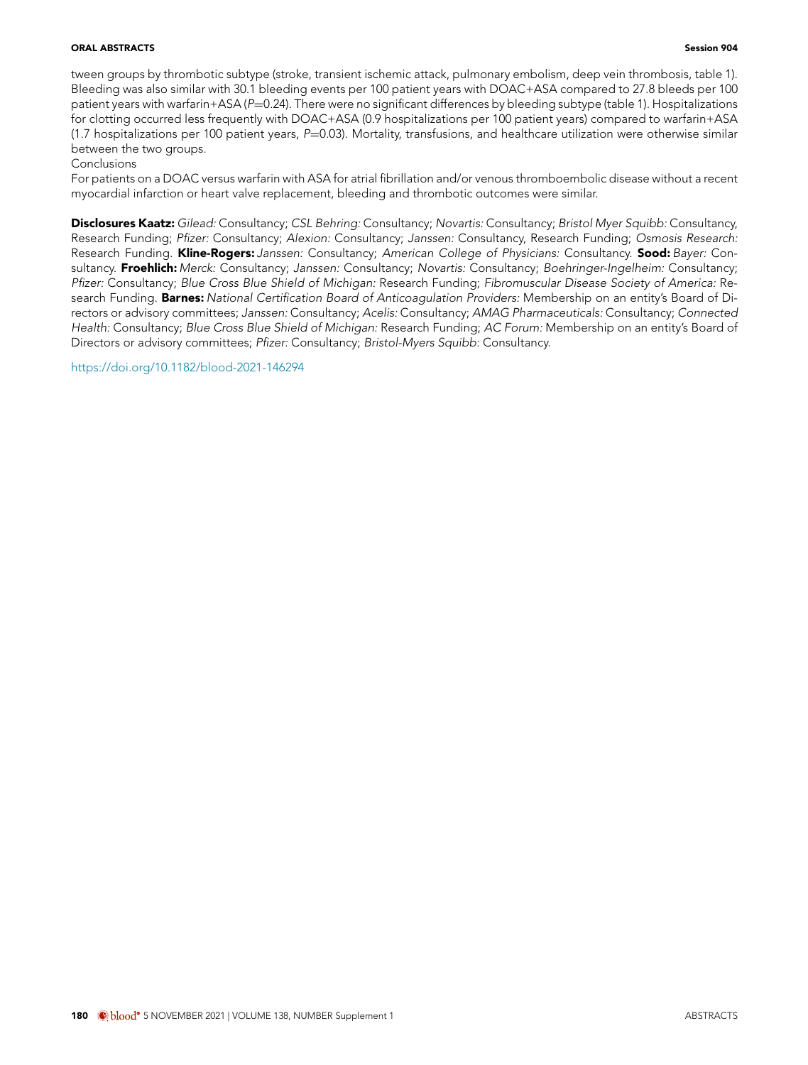tween groups by thrombotic subtype (stroke, transient ischemic attack, pulmonary embolism, deep vein thrombosis, table 1). Bleeding was also similar with 30.1 bleeding events per 100 patient years with DOAC+ASA compared to 27.8 bleeds per 100 patient years with warfarin+ASA ($P$=0.24). There were no significant differences by bleeding subtype (table 1). Hospitalizations for clotting occurred less frequently with DOAC+ASA (0.9 hospitalizations per 100 patient years) compared to warfarin+ASA (1.7 hospitalizations per 100 patient years, $P$=0.03). Mortality, transfusions, and healthcare utilization were otherwise similar between the two groups.

Conclusions

For patients on a DOAC versus warfarin with ASA for atrial fibrillation and/or venous thromboembolic disease without a recent myocardial infarction or heart valve replacement, bleeding and thrombotic outcomes were similar.

**Disclosures Kaatz:** *Gilead:* Consultancy; *CSL Behring:* Consultancy; *Novartis:* Consultancy; *Bristol Myer Squibb:* Consultancy, Research Funding; *Pfizer:* Consultancy; *Alexion:* Consultancy; *Janssen:* Consultancy, Research Funding; *Osmosis Research:* Research Funding. **Kline-Rogers:** *Janssen:* Consultancy; *American College of Physicians:* Consultancy. **Sood:** *Bayer:* Consultancy. **Froehlich:** *Merck:* Consultancy; *Janssen:* Consultancy; *Novartis:* Consultancy; *Boehringer-Ingelheim:* Consultancy; *Pfizer:* Consultancy; *Blue Cross Blue Shield of Michigan:* Research Funding; *Fibromuscular Disease Society of America:* Research Funding. **Barnes:** *National Certification Board of Anticoagulation Providers:* Membership on an entity's Board of Directors or advisory committees; *Janssen:* Consultancy; *Acelis:* Consultancy; *AMAG Pharmaceuticals:* Consultancy; *Connected Health:* Consultancy; *Blue Cross Blue Shield of Michigan:* Research Funding; *AC Forum:* Membership on an entity's Board of Directors or advisory committees; *Pfizer:* Consultancy; *Bristol-Myers Squibb:* Consultancy.

https://doi.org/10.1182/blood-2021-146294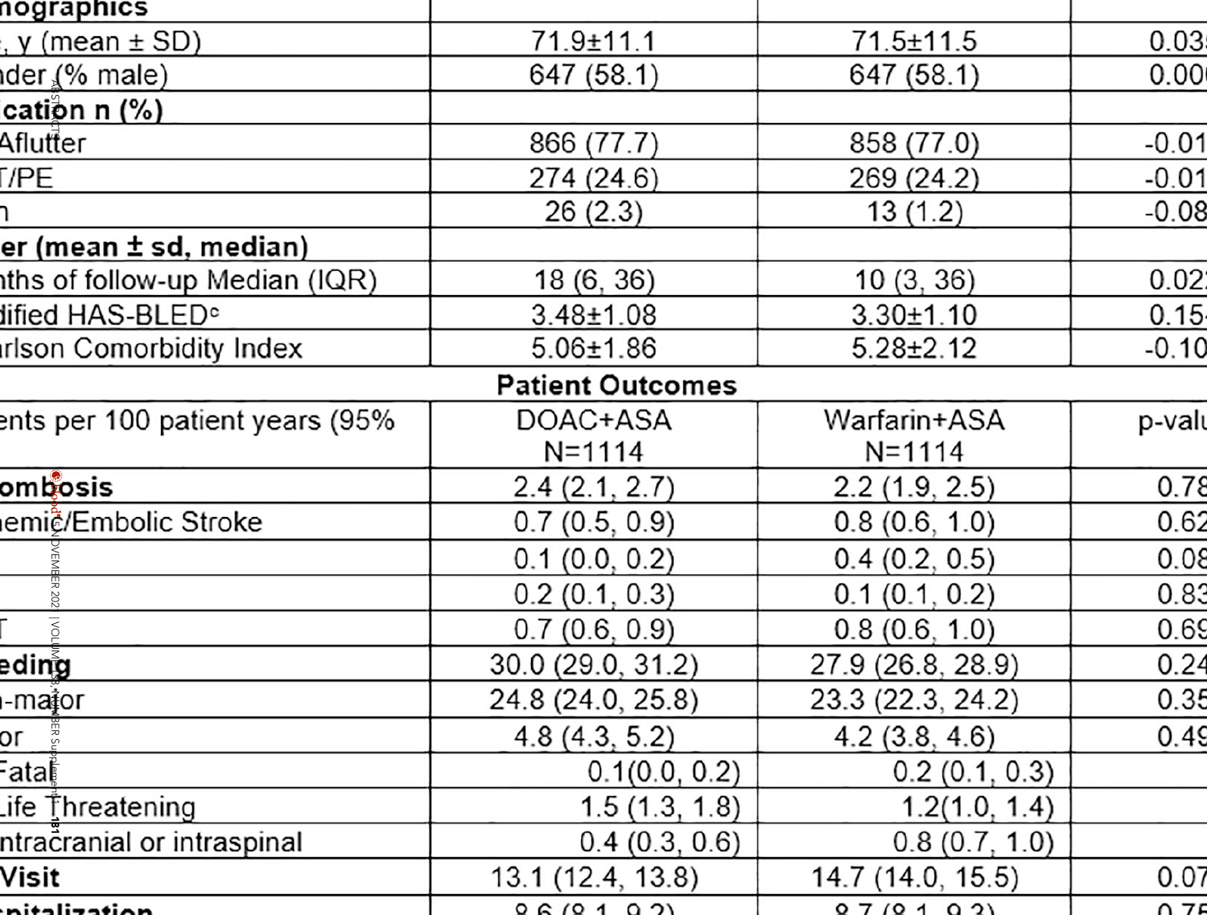| | | | |
|---|---|---|---|
| **nographics** | | | |
| , y (mean ± SD) | 71.9±11.1 | 71.5±11.5 | 0.03 |
| nder (% male) | 647 (58.1) | 647 (58.1) | 0.00 |
| **cation n (%)** | | | |
| Aflutter | 866 (77.7) | 858 (77.0) | -0.01 |
| T/PE | 274 (24.6) | 269 (24.2) | -0.01 |
| n | 26 (2.3) | 13 (1.2) | -0.08 |
| **er (mean ± sd, median)** | | | |
| nths of follow-up Median (IQR) | 18 (6, 36) | 10 (3, 36) | 0.02 |
| dified HAS-BLED[c] | 3.48±1.08 | 3.30±1.10 | 0.15 |
| rlson Comorbidity Index | 5.06±1.86 | 5.28±2.12 | -0.10 |
| | **Patient Outcomes** | | |
| ents per 100 patient years (95% | DOAC+ASA N=1114 | Warfarin+ASA N=1114 | p-valu |
| **ombosis** | 2.4 (2.1, 2.7) | 2.2 (1.9, 2.5) | 0.78 |
| hemic/Embolic Stroke | 0.7 (0.5, 0.9) | 0.8 (0.6, 1.0) | 0.62 |
| | 0.1 (0.0, 0.2) | 0.4 (0.2, 0.5) | 0.08 |
| | 0.2 (0.1, 0.3) | 0.1 (0.1, 0.2) | 0.83 |
| T | 0.7 (0.6, 0.9) | 0.8 (0.6, 1.0) | 0.69 |
| **eding** | 30.0 (29.0, 31.2) | 27.9 (26.8, 28.9) | 0.24 |
| n-major | 24.8 (24.0, 25.8) | 23.3 (22.3, 24.2) | 0.35 |
| or | 4.8 (4.3, 5.2) | 4.2 (3.8, 4.6) | 0.49 |
| Fatal | 0.1(0.0, 0.2) | 0.2 (0.1, 0.3) | |
| Life Threatening | 1.5 (1.3, 1.8) | 1.2(1.0, 1.4) | |
| ntracranial or intraspinal | 0.4 (0.3, 0.6) | 0.8 (0.7, 1.0) | |
| **Visit** | 13.1 (12.4, 13.8) | 14.7 (14.0, 15.5) | 0.07 |
| **spitalization** | 8.6 (8.1, 9.2) | 8.7 (8.1, 9.3) | 0.75 |